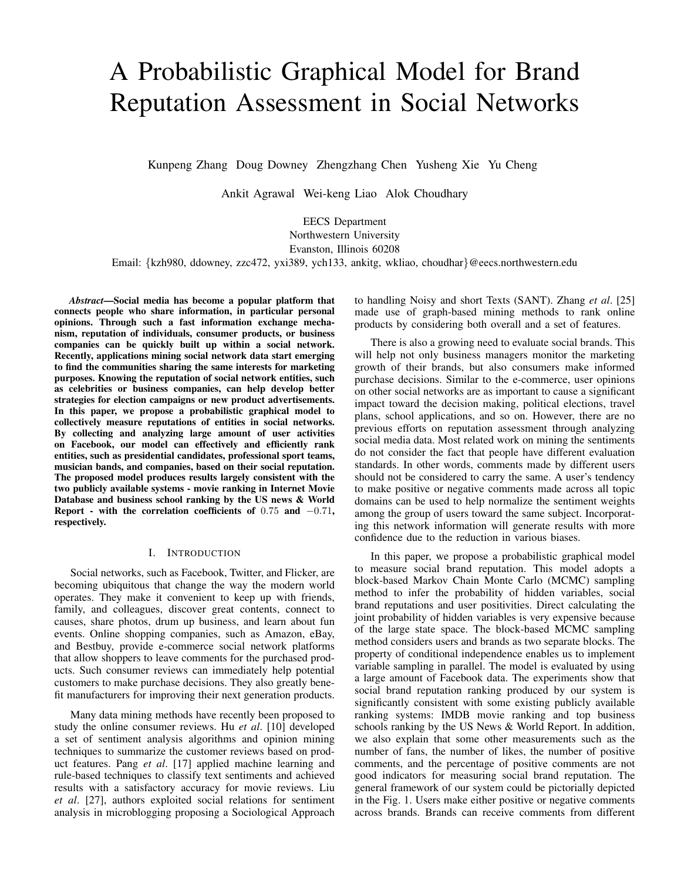# A Probabilistic Graphical Model for Brand Reputation Assessment in Social Networks

Kunpeng Zhang Doug Downey Zhengzhang Chen Yusheng Xie Yu Cheng

Ankit Agrawal Wei-keng Liao Alok Choudhary

EECS Department
Northwestern University
Evanston, Illinois 60208
Email: {kzh980, ddowney, zzc472, yxi389, ych133, ankitg, wkliao, choudhar}@eecs.northwestern.edu

***Abstract*—Social media has become a popular platform that connects people who share information, in particular personal opinions. Through such a fast information exchange mechanism, reputation of individuals, consumer products, or business companies can be quickly built up within a social network. Recently, applications mining social network data start emerging to find the communities sharing the same interests for marketing purposes. Knowing the reputation of social network entities, such as celebrities or business companies, can help develop better strategies for election campaigns or new product advertisements. In this paper, we propose a probabilistic graphical model to collectively measure reputations of entities in social networks. By collecting and analyzing large amount of user activities on Facebook, our model can effectively and efficiently rank entities, such as presidential candidates, professional sport teams, musician bands, and companies, based on their social reputation. The proposed model produces results largely consistent with the two publicly available systems - movie ranking in Internet Movie Database and business school ranking by the US news & World Report - with the correlation coefficients of $0.75$ and $-0.71$, respectively.**

## I. Introduction

Social networks, such as Facebook, Twitter, and Flicker, are becoming ubiquitous that change the way the modern world operates. They make it convenient to keep up with friends, family, and colleagues, discover great contents, connect to causes, share photos, drum up business, and learn about fun events. Online shopping companies, such as Amazon, eBay, and Bestbuy, provide e-commerce social network platforms that allow shoppers to leave comments for the purchased products. Such consumer reviews can immediately help potential customers to make purchase decisions. They also greatly benefit manufacturers for improving their next generation products.

Many data mining methods have recently been proposed to study the online consumer reviews. Hu *et al*. [10] developed a set of sentiment analysis algorithms and opinion mining techniques to summarize the customer reviews based on product features. Pang *et al*. [17] applied machine learning and rule-based techniques to classify text sentiments and achieved results with a satisfactory accuracy for movie reviews. Liu *et al*. [27], authors exploited social relations for sentiment analysis in microblogging proposing a Sociological Approach to handling Noisy and short Texts (SANT). Zhang *et al*. [25] made use of graph-based mining methods to rank online products by considering both overall and a set of features.

There is also a growing need to evaluate social brands. This will help not only business managers monitor the marketing growth of their brands, but also consumers make informed purchase decisions. Similar to the e-commerce, user opinions on other social networks are as important to cause a significant impact toward the decision making, political elections, travel plans, school applications, and so on. However, there are no previous efforts on reputation assessment through analyzing social media data. Most related work on mining the sentiments do not consider the fact that people have different evaluation standards. In other words, comments made by different users should not be considered to carry the same. A user's tendency to make positive or negative comments made across all topic domains can be used to help normalize the sentiment weights among the group of users toward the same subject. Incorporating this network information will generate results with more confidence due to the reduction in various biases.

In this paper, we propose a probabilistic graphical model to measure social brand reputation. This model adopts a block-based Markov Chain Monte Carlo (MCMC) sampling method to infer the probability of hidden variables, social brand reputations and user positivities. Direct calculating the joint probability of hidden variables is very expensive because of the large state space. The block-based MCMC sampling method considers users and brands as two separate blocks. The property of conditional independence enables us to implement variable sampling in parallel. The model is evaluated by using a large amount of Facebook data. The experiments show that social brand reputation ranking produced by our system is significantly consistent with some existing publicly available ranking systems: IMDB movie ranking and top business schools ranking by the US News & World Report. In addition, we also explain that some other measurements such as the number of fans, the number of likes, the number of positive comments, and the percentage of positive comments are not good indicators for measuring social brand reputation. The general framework of our system could be pictorially depicted in the Fig. 1. Users make either positive or negative comments across brands. Brands can receive comments from different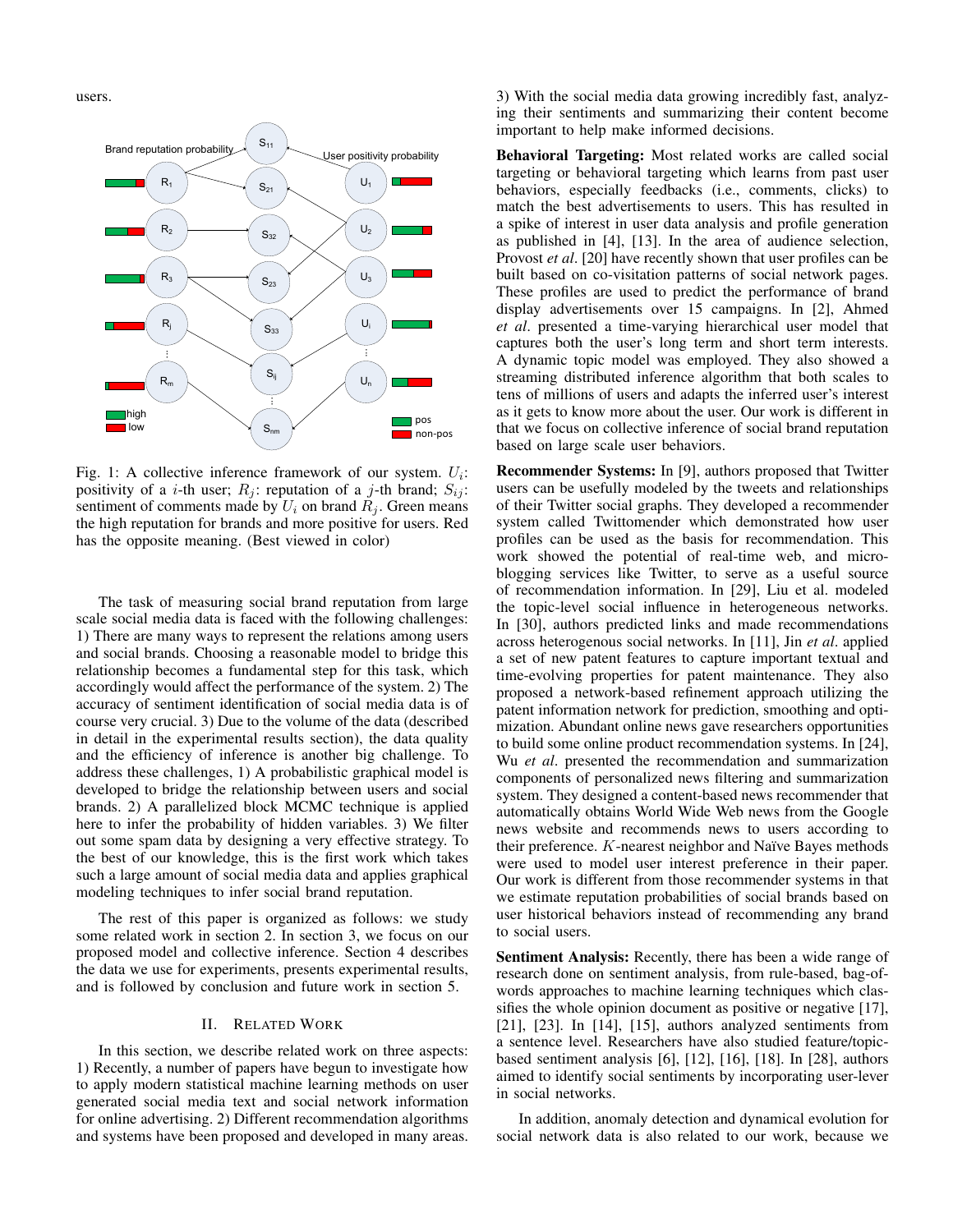users.

Fig. 1: A collective inference framework of our system. $U_i$: positivity of a $i$-th user; $R_j$: reputation of a $j$-th brand; $S_{ij}$: sentiment of comments made by $U_i$ on brand $R_j$. Green means the high reputation for brands and more positive for users. Red has the opposite meaning. (Best viewed in color)

The task of measuring social brand reputation from large scale social media data is faced with the following challenges: 1) There are many ways to represent the relations among users and social brands. Choosing a reasonable model to bridge this relationship becomes a fundamental step for this task, which accordingly would affect the performance of the system. 2) The accuracy of sentiment identification of social media data is of course very crucial. 3) Due to the volume of the data (described in detail in the experimental results section), the data quality and the efficiency of inference is another big challenge. To address these challenges, 1) A probabilistic graphical model is developed to bridge the relationship between users and social brands. 2) A parallelized block MCMC technique is applied here to infer the probability of hidden variables. 3) We filter out some spam data by designing a very effective strategy. To the best of our knowledge, this is the first work which takes such a large amount of social media data and applies graphical modeling techniques to infer social brand reputation.

The rest of this paper is organized as follows: we study some related work in section 2. In section 3, we focus on our proposed model and collective inference. Section 4 describes the data we use for experiments, presents experimental results, and is followed by conclusion and future work in section 5.

## II. Related Work

In this section, we describe related work on three aspects: 1) Recently, a number of papers have begun to investigate how to apply modern statistical machine learning methods on user generated social media text and social network information for online advertising. 2) Different recommendation algorithms and systems have been proposed and developed in many areas. 3) With the social media data growing incredibly fast, analyzing their sentiments and summarizing their content become important to help make informed decisions.

**Behavioral Targeting:** Most related works are called social targeting or behavioral targeting which learns from past user behaviors, especially feedbacks (i.e., comments, clicks) to match the best advertisements to users. This has resulted in a spike of interest in user data analysis and profile generation as published in [4], [13]. In the area of audience selection, Provost *et al*. [20] have recently shown that user profiles can be built based on co-visitation patterns of social network pages. These profiles are used to predict the performance of brand display advertisements over 15 campaigns. In [2], Ahmed *et al*. presented a time-varying hierarchical user model that captures both the user's long term and short term interests. A dynamic topic model was employed. They also showed a streaming distributed inference algorithm that both scales to tens of millions of users and adapts the inferred user's interest as it gets to know more about the user. Our work is different in that we focus on collective inference of social brand reputation based on large scale user behaviors.

**Recommender Systems:** In [9], authors proposed that Twitter users can be usefully modeled by the tweets and relationships of their Twitter social graphs. They developed a recommender system called Twittomender which demonstrated how user profiles can be used as the basis for recommendation. This work showed the potential of real-time web, and microblogging services like Twitter, to serve as a useful source of recommendation information. In [29], Liu et al. modeled the topic-level social influence in heterogeneous networks. In [30], authors predicted links and made recommendations across heterogenous social networks. In [11], Jin *et al*. applied a set of new patent features to capture important textual and time-evolving properties for patent maintenance. They also proposed a network-based refinement approach utilizing the patent information network for prediction, smoothing and optimization. Abundant online news gave researchers opportunities to build some online product recommendation systems. In [24], Wu *et al*. presented the recommendation and summarization components of personalized news filtering and summarization system. They designed a content-based news recommender that automatically obtains World Wide Web news from the Google news website and recommends news to users according to their preference. $K$-nearest neighbor and Naïve Bayes methods were used to model user interest preference in their paper. Our work is different from those recommender systems in that we estimate reputation probabilities of social brands based on user historical behaviors instead of recommending any brand to social users.

**Sentiment Analysis:** Recently, there has been a wide range of research done on sentiment analysis, from rule-based, bag-of-words approaches to machine learning techniques which classifies the whole opinion document as positive or negative [17], [21], [23]. In [14], [15], authors analyzed sentiments from a sentence level. Researchers have also studied feature/topic-based sentiment analysis [6], [12], [16], [18]. In [28], authors aimed to identify social sentiments by incorporating user-lever in social networks.

In addition, anomaly detection and dynamical evolution for social network data is also related to our work, because we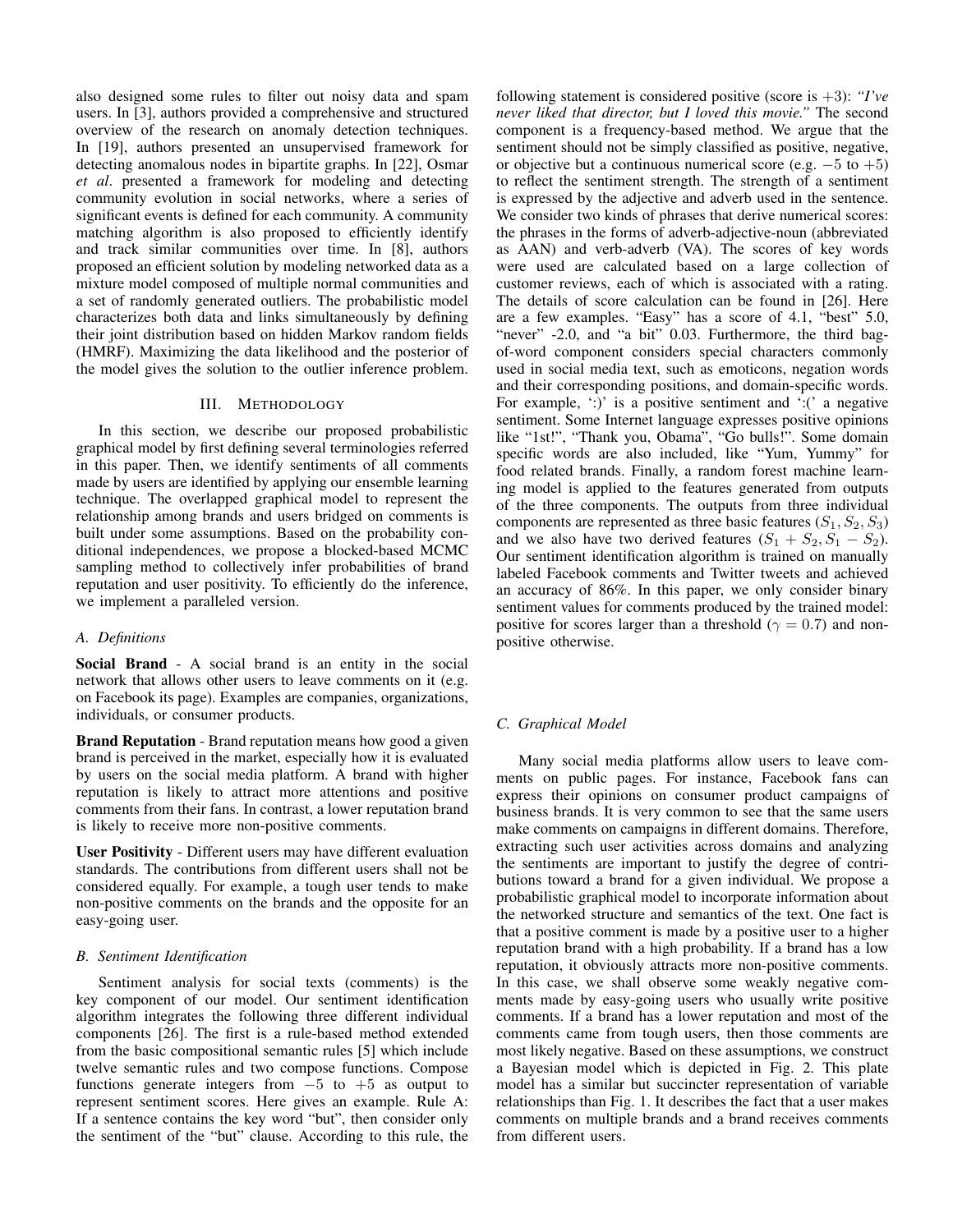also designed some rules to filter out noisy data and spam users. In [3], authors provided a comprehensive and structured overview of the research on anomaly detection techniques. In [19], authors presented an unsupervised framework for detecting anomalous nodes in bipartite graphs. In [22], Osmar *et al*. presented a framework for modeling and detecting community evolution in social networks, where a series of significant events is defined for each community. A community matching algorithm is also proposed to efficiently identify and track similar communities over time. In [8], authors proposed an efficient solution by modeling networked data as a mixture model composed of multiple normal communities and a set of randomly generated outliers. The probabilistic model characterizes both data and links simultaneously by defining their joint distribution based on hidden Markov random fields (HMRF). Maximizing the data likelihood and the posterior of the model gives the solution to the outlier inference problem.

## III. Methodology

In this section, we describe our proposed probabilistic graphical model by first defining several terminologies referred in this paper. Then, we identify sentiments of all comments made by users are identified by applying our ensemble learning technique. The overlapped graphical model to represent the relationship among brands and users bridged on comments is built under some assumptions. Based on the probability conditional independences, we propose a blocked-based MCMC sampling method to collectively infer probabilities of brand reputation and user positivity. To efficiently do the inference, we implement a paralleled version.

### *A. Definitions*

**Social Brand** - A social brand is an entity in the social network that allows other users to leave comments on it (e.g. on Facebook its page). Examples are companies, organizations, individuals, or consumer products.

**Brand Reputation** - Brand reputation means how good a given brand is perceived in the market, especially how it is evaluated by users on the social media platform. A brand with higher reputation is likely to attract more attentions and positive comments from their fans. In contrast, a lower reputation brand is likely to receive more non-positive comments.

**User Positivity** - Different users may have different evaluation standards. The contributions from different users shall not be considered equally. For example, a tough user tends to make non-positive comments on the brands and the opposite for an easy-going user.

### *B. Sentiment Identification*

Sentiment analysis for social texts (comments) is the key component of our model. Our sentiment identification algorithm integrates the following three different individual components [26]. The first is a rule-based method extended from the basic compositional semantic rules [5] which include twelve semantic rules and two compose functions. Compose functions generate integers from $-5$ to $+5$ as output to represent sentiment scores. Here gives an example. Rule A: If a sentence contains the key word "but", then consider only the sentiment of the "but" clause. According to this rule, the following statement is considered positive (score is $+3$): *"I've never liked that director, but I loved this movie."* The second component is a frequency-based method. We argue that the sentiment should not be simply classified as positive, negative, or objective but a continuous numerical score (e.g. $-5$ to $+5$) to reflect the sentiment strength. The strength of a sentiment is expressed by the adjective and adverb used in the sentence. We consider two kinds of phrases that derive numerical scores: the phrases in the forms of adverb-adjective-noun (abbreviated as AAN) and verb-adverb (VA). The scores of key words were used are calculated based on a large collection of customer reviews, each of which is associated with a rating. The details of score calculation can be found in [26]. Here are a few examples. "Easy" has a score of 4.1, "best" 5.0, "never" -2.0, and "a bit" 0.03. Furthermore, the third bag-of-word component considers special characters commonly used in social media text, such as emoticons, negation words and their corresponding positions, and domain-specific words. For example, ':)' is a positive sentiment and ':(' a negative sentiment. Some Internet language expresses positive opinions like "1st!", "Thank you, Obama", "Go bulls!". Some domain specific words are also included, like "Yum, Yummy" for food related brands. Finally, a random forest machine learning model is applied to the features generated from outputs of the three components. The outputs from three individual components are represented as three basic features ($S_1, S_2, S_3$) and we also have two derived features ($S_1 + S_2, S_1 - S_2$). Our sentiment identification algorithm is trained on manually labeled Facebook comments and Twitter tweets and achieved an accuracy of 86%. In this paper, we only consider binary sentiment values for comments produced by the trained model: positive for scores larger than a threshold ($\gamma = 0.7$) and non-positive otherwise.

### *C. Graphical Model*

Many social media platforms allow users to leave comments on public pages. For instance, Facebook fans can express their opinions on consumer product campaigns of business brands. It is very common to see that the same users make comments on campaigns in different domains. Therefore, extracting such user activities across domains and analyzing the sentiments are important to justify the degree of contributions toward a brand for a given individual. We propose a probabilistic graphical model to incorporate information about the networked structure and semantics of the text. One fact is that a positive comment is made by a positive user to a higher reputation brand with a high probability. If a brand has a low reputation, it obviously attracts more non-positive comments. In this case, we shall observe some weakly negative comments made by easy-going users who usually write positive comments. If a brand has a lower reputation and most of the comments came from tough users, then those comments are most likely negative. Based on these assumptions, we construct a Bayesian model which is depicted in Fig. 2. This plate model has a similar but succincter representation of variable relationships than Fig. 1. It describes the fact that a user makes comments on multiple brands and a brand receives comments from different users.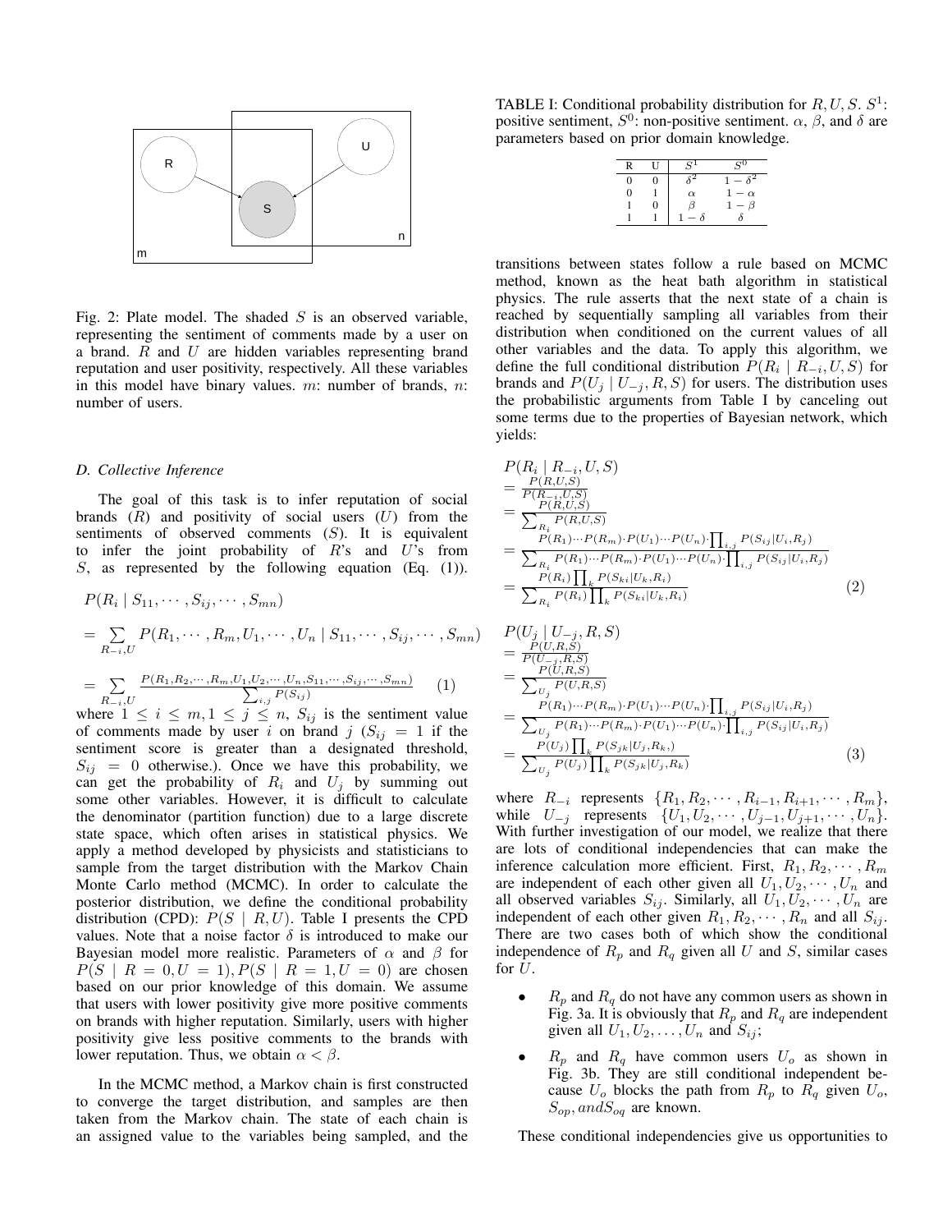Fig. 2: Plate model. The shaded $S$ is an observed variable, representing the sentiment of comments made by a user on a brand. $R$ and $U$ are hidden variables representing brand reputation and user positivity, respectively. All these variables in this model have binary values. $m$: number of brands, $n$: number of users.

### D. Collective Inference

The goal of this task is to infer reputation of social brands ($R$) and positivity of social users ($U$) from the sentiments of observed comments ($S$). It is equivalent to infer the joint probability of $R$'s and $U$'s from $S$, as represented by the following equation (Eq. (1)).

$$
\begin{aligned}
&P(R_i \mid S_{11}, \cdots, S_{ij}, \cdots, S_{mn}) \\
&= \sum_{R_{-i},U} P(R_1, \cdots, R_m, U_1, \cdots, U_n \mid S_{11}, \cdots, S_{ij}, \cdots, S_{mn}) \\
&= \sum_{R_{-i},U} \frac{P(R_1,R_2,\cdots,R_m,U_1,U_2,\cdots,U_n,S_{11},\cdots,S_{ij},\cdots,S_{mn})}{\sum_{i,j} P(S_{ij})} \quad (1)
\end{aligned}
$$

where $1 \leq i \leq m, 1 \leq j \leq n$, $S_{ij}$ is the sentiment value of comments made by user $i$ on brand $j$ ($S_{ij} = 1$ if the sentiment score is greater than a designated threshold, $S_{ij} = 0$ otherwise.). Once we have this probability, we can get the probability of $R_i$ and $U_j$ by summing out some other variables. However, it is difficult to calculate the denominator (partition function) due to a large discrete state space, which often arises in statistical physics. We apply a method developed by physicists and statisticians to sample from the target distribution with the Markov Chain Monte Carlo method (MCMC). In order to calculate the posterior distribution, we define the conditional probability distribution (CPD): $P(S \mid R, U)$. Table I presents the CPD values. Note that a noise factor $\delta$ is introduced to make our Bayesian model more realistic. Parameters of $\alpha$ and $\beta$ for $P(S \mid R = 0, U = 1), P(S \mid R = 1, U = 0)$ are chosen based on our prior knowledge of this domain. We assume that users with lower positivity give more positive comments on brands with higher reputation. Similarly, users with higher positivity give less positive comments to the brands with lower reputation. Thus, we obtain $\alpha < \beta$.

In the MCMC method, a Markov chain is first constructed to converge the target distribution, and samples are then taken from the Markov chain. The state of each chain is an assigned value to the variables being sampled, and the transitions between states follow a rule based on MCMC method, known as the heat bath algorithm in statistical physics. The rule asserts that the next state of a chain is reached by sequentially sampling all variables from their distribution when conditioned on the current values of all other variables and the data. To apply this algorithm, we define the full conditional distribution $P(R_i \mid R_{-i}, U, S)$ for brands and $P(U_j \mid U_{-j}, R, S)$ for users. The distribution uses the probabilistic arguments from Table I by canceling out some terms due to the properties of Bayesian network, which yields:

TABLE I: Conditional probability distribution for $R, U, S$. $S^1$: positive sentiment, $S^0$: non-positive sentiment. $\alpha$, $\beta$, and $\delta$ are parameters based on prior domain knowledge.

| R | U | $S^1$ | $S^0$ |
|---|---|---|---|
| 0 | 0 | $\delta^2$ | $1-\delta^2$ |
| 0 | 1 | $\alpha$ | $1-\alpha$ |
| 1 | 0 | $\beta$ | $1-\beta$ |
| 1 | 1 | $1-\delta$ | $\delta$ |

$$
\begin{aligned}
&P(R_i \mid R_{-i}, U, S) \\
&= \frac{P(R,U,S)}{P(R_{-i},U,S)} \\
&= \frac{P(R,U,S)}{\sum_{R_i} P(R,U,S)} \\
&= \frac{P(R_1)\cdots P(R_m)\cdot P(U_1)\cdots P(U_n)\cdot \prod_{i,j} P(S_{ij}|U_i,R_j)}{\sum_{R_i} P(R_1)\cdots P(R_m)\cdot P(U_1)\cdots P(U_n)\cdot \prod_{i,j} P(S_{ij}|U_i,R_j)} \\
&= \frac{P(R_i)\prod_k P(S_{ki}|U_k,R_i)}{\sum_{R_i} P(R_i)\prod_k P(S_{ki}|U_k,R_i)} \quad (2)
\end{aligned}
$$

$$
\begin{aligned}
&P(U_j \mid U_{-j}, R, S) \\
&= \frac{P(U,R,S)}{P(U_{-j},R,S)} \\
&= \frac{P(U,R,S)}{\sum_{U_j} P(U,R,S)} \\
&= \frac{P(R_1)\cdots P(R_m)\cdot P(U_1)\cdots P(U_n)\cdot \prod_{i,j} P(S_{ij}|U_i,R_j)}{\sum_{U_j} P(R_1)\cdots P(R_m)\cdot P(U_1)\cdots P(U_n)\cdot \prod_{i,j} P(S_{ij}|U_i,R_j)} \\
&= \frac{P(U_j)\prod_k P(S_{jk}|U_j,R_k,)}{\sum_{U_j} P(U_j)\prod_k P(S_{jk}|U_j,R_k)} \quad (3)
\end{aligned}
$$

where $R_{-i}$ represents $\{R_1, R_2, \cdots, R_{i-1}, R_{i+1}, \cdots, R_m\}$, while $U_{-j}$ represents $\{U_1, U_2, \cdots, U_{j-1}, U_{j+1}, \cdots, U_n\}$. With further investigation of our model, we realize that there are lots of conditional independencies that can make the inference calculation more efficient. First, $R_1, R_2, \cdots, R_m$ are independent of each other given all $U_1, U_2, \cdots, U_n$ and all observed variables $S_{ij}$. Similarly, all $U_1, U_2, \cdots, U_n$ are independent of each other given $R_1, R_2, \cdots, R_n$ and all $S_{ij}$. There are two cases both of which show the conditional independence of $R_p$ and $R_q$ given all $U$ and $S$, similar cases for $U$.

- $R_p$ and $R_q$ do not have any common users as shown in Fig. 3a. It is obviously that $R_p$ and $R_q$ are independent given all $U_1, U_2, \ldots, U_n$ and $S_{ij}$;
- $R_p$ and $R_q$ have common users $U_o$ as shown in Fig. 3b. They are still conditional independent because $U_o$ blocks the path from $R_p$ to $R_q$ given $U_o$, $S_{op}, andS_{oq}$ are known.

These conditional independencies give us opportunities to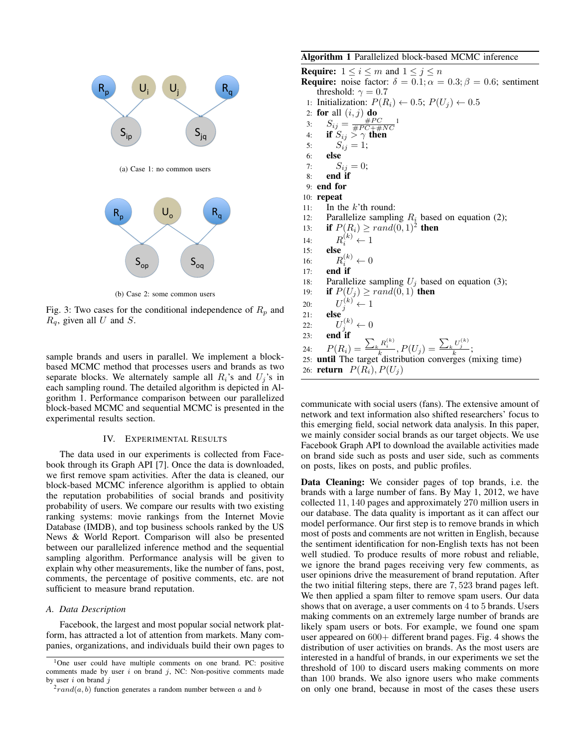(a) Case 1: no common users

(b) Case 2: some common users

Fig. 3: Two cases for the conditional independence of $R_p$ and $R_q$, given all $U$ and $S$.

sample brands and users in parallel. We implement a block-based MCMC method that processes users and brands as two separate blocks. We alternately sample all $R_i$'s and $U_j$'s in each sampling round. The detailed algorithm is depicted in Algorithm 1. Performance comparison between our parallelized block-based MCMC and sequential MCMC is presented in the experimental results section.

**Algorithm 1** Parallelized block-based MCMC inference

```
Require: 1 ≤ i ≤ m and 1 ≤ j ≤ n
Require: noise factor: δ = 0.1; α = 0.3; β = 0.6; sentiment
    threshold: γ = 0.7
 1: Initialization: P(R_i) ← 0.5; P(U_j) ← 0.5
 2: for all (i, j) do
 3:     S_ij = #PC / (#PC + #NC) [1]
 4:     if S_ij > γ then
 5:         S_ij = 1;
 6:     else
 7:         S_ij = 0;
 8:     end if
 9: end for
10: repeat
11:     In the k'th round:
12:     Parallelize sampling R_i based on equation (2);
13:     if P(R_i) ≥ rand(0,1) [2] then
14:         R_i^(k) ← 1
15:     else
16:         R_i^(k) ← 0
17:     end if
18:     Parallelize sampling U_j based on equation (3);
19:     if P(U_j) ≥ rand(0,1) then
20:         U_j^(k) ← 1
21:     else
22:         U_j^(k) ← 0
23:     end if
24:     P(R_i) = Σ_k R_i^(k) / k, P(U_j) = Σ_k U_j^(k) / k;
25: until The target distribution converges (mixing time)
26: return P(R_i), P(U_j)
```

## IV. Experimental Results

The data used in our experiments is collected from Facebook through its Graph API [7]. Once the data is downloaded, we first remove spam activities. After the data is cleaned, our block-based MCMC inference algorithm is applied to obtain the reputation probabilities of social brands and positivity probability of users. We compare our results with two existing ranking systems: movie rankings from the Internet Movie Database (IMDB), and top business schools ranked by the US News & World Report. Comparison will also be presented between our parallelized inference method and the sequential sampling algorithm. Performance analysis will be given to explain why other measurements, like the number of fans, post, comments, the percentage of positive comments, etc. are not sufficient to measure brand reputation.

### *A. Data Description*

Facebook, the largest and most popular social network platform, has attracted a lot of attention from markets. Many companies, organizations, and individuals build their own pages to communicate with social users (fans). The extensive amount of network and text information also shifted researchers' focus to this emerging field, social network data analysis. In this paper, we mainly consider social brands as our target objects. We use Facebook Graph API to download the available activities made on brand side such as posts and user side, such as comments on posts, likes on posts, and public profiles.

**Data Cleaning:** We consider pages of top brands, i.e. the brands with a large number of fans. By May 1, 2012, we have collected $11,140$ pages and approximately $270$ million users in our database. The data quality is important as it can affect our model performance. Our first step is to remove brands in which most of posts and comments are not written in English, because the sentiment identification for non-English texts has not been well studied. To produce results of more robust and reliable, we ignore the brand pages receiving very few comments, as user opinions drive the measurement of brand reputation. After the two initial filtering steps, there are $7,523$ brand pages left. We then applied a spam filter to remove spam users. Our data shows that on average, a user comments on $4$ to $5$ brands. Users making comments on an extremely large number of brands are likely spam users or bots. For example, we found one spam user appeared on 600+ different brand pages. Fig. 4 shows the distribution of user activities on brands. As the most users are interested in a handful of brands, in our experiments we set the threshold of 100 to discard users making comments on more than 100 brands. We also ignore users who make comments on only one brand, because in most of the cases these users

[1] One user could have multiple comments on one brand. PC: positive comments made by user $i$ on brand $j$, NC: Non-positive comments made by user $i$ on brand $j$

[2] $rand(a, b)$ function generates a random number between $a$ and $b$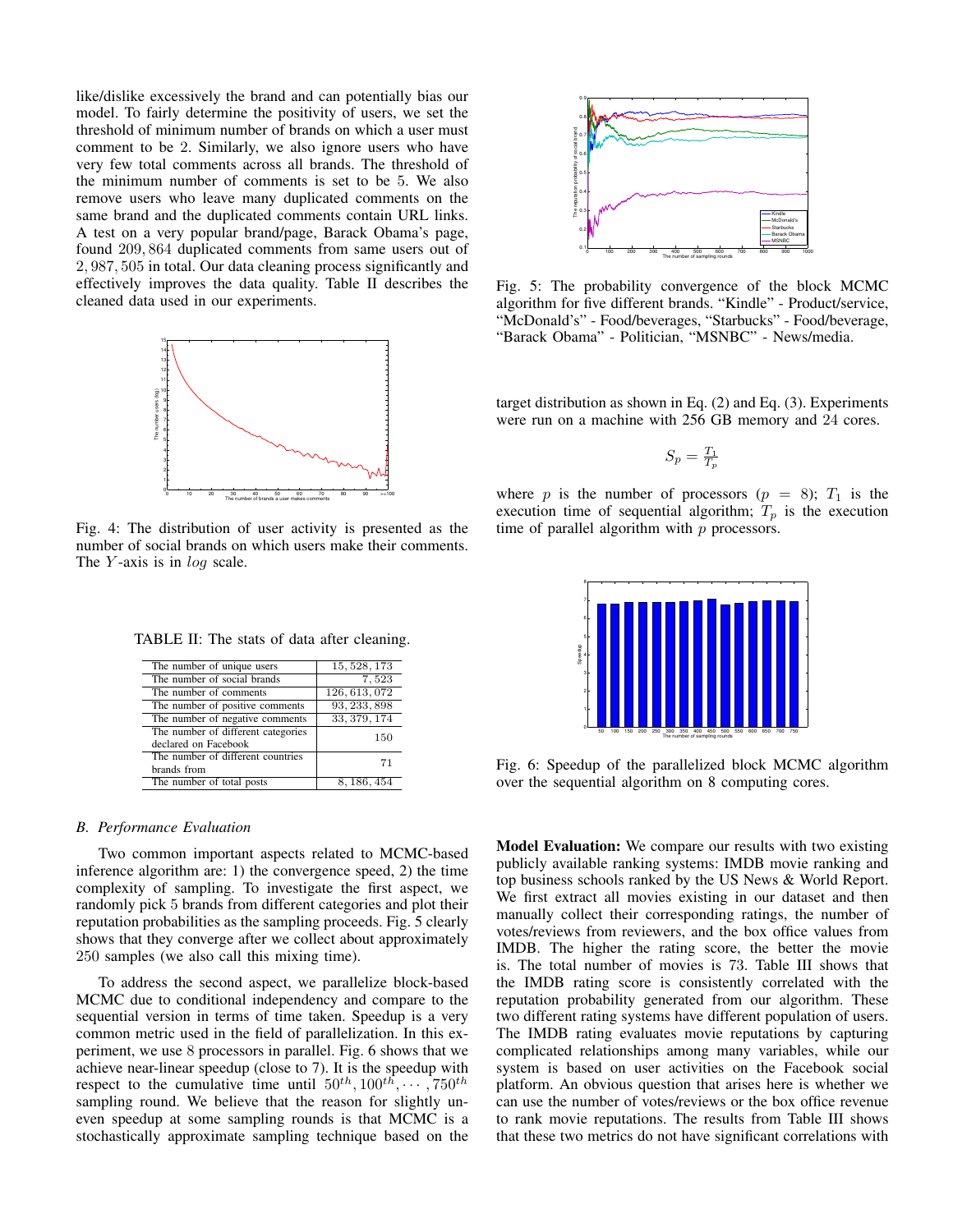like/dislike excessively the brand and can potentially bias our model. To fairly determine the positivity of users, we set the threshold of minimum number of brands on which a user must comment to be 2. Similarly, we also ignore users who have very few total comments across all brands. The threshold of the minimum number of comments is set to be 5. We also remove users who leave many duplicated comments on the same brand and the duplicated comments contain URL links. A test on a very popular brand/page, Barack Obama's page, found 209,864 duplicated comments from same users out of 2,987,505 in total. Our data cleaning process significantly and effectively improves the data quality. Table II describes the cleaned data used in our experiments.

Fig. 4: The distribution of user activity is presented as the number of social brands on which users make their comments. The $Y$-axis is in $log$ scale.

TABLE II: The stats of data after cleaning.

| | |
|---|---|
| The number of unique users | 15,528,173 |
| The number of social brands | 7,523 |
| The number of comments | 126,613,072 |
| The number of positive comments | 93,233,898 |
| The number of negative comments | 33,379,174 |
| The number of different categories declared on Facebook | 150 |
| The number of different countries brands from | 71 |
| The number of total posts | 8,186,454 |

### B. Performance Evaluation

Two common important aspects related to MCMC-based inference algorithm are: 1) the convergence speed, 2) the time complexity of sampling. To investigate the first aspect, we randomly pick 5 brands from different categories and plot their reputation probabilities as the sampling proceeds. Fig. 5 clearly shows that they converge after we collect about approximately 250 samples (we also call this mixing time).

To address the second aspect, we parallelize block-based MCMC due to conditional independency and compare to the sequential version in terms of time taken. Speedup is a very common metric used in the field of parallelization. In this experiment, we use 8 processors in parallel. Fig. 6 shows that we achieve near-linear speedup (close to 7). It is the speedup with respect to the cumulative time until $50^{th}, 100^{th}, \cdots, 750^{th}$ sampling round. We believe that the reason for slightly uneven speedup at some sampling rounds is that MCMC is a stochastically approximate sampling technique based on the target distribution as shown in Eq. (2) and Eq. (3). Experiments were run on a machine with 256 GB memory and 24 cores.

Fig. 5: The probability convergence of the block MCMC algorithm for five different brands. "Kindle" - Product/service, "McDonald's" - Food/beverages, "Starbucks" - Food/beverage, "Barack Obama" - Politician, "MSNBC" - News/media.

$$S_p = \frac{T_1}{T_p}$$

where $p$ is the number of processors ($p = 8$); $T_1$ is the execution time of sequential algorithm; $T_p$ is the execution time of parallel algorithm with $p$ processors.

Fig. 6: Speedup of the parallelized block MCMC algorithm over the sequential algorithm on 8 computing cores.

**Model Evaluation:** We compare our results with two existing publicly available ranking systems: IMDB movie ranking and top business schools ranked by the US News & World Report. We first extract all movies existing in our dataset and then manually collect their corresponding ratings, the number of votes/reviews from reviewers, and the box office values from IMDB. The higher the rating score, the better the movie is. The total number of movies is 73. Table III shows that the IMDB rating score is consistently correlated with the reputation probability generated from our algorithm. These two different rating systems have different population of users. The IMDB rating evaluates movie reputations by capturing complicated relationships among many variables, while our system is based on user activities on the Facebook social platform. An obvious question that arises here is whether we can use the number of votes/reviews or the box office revenue to rank movie reputations. The results from Table III shows that these two metrics do not have significant correlations with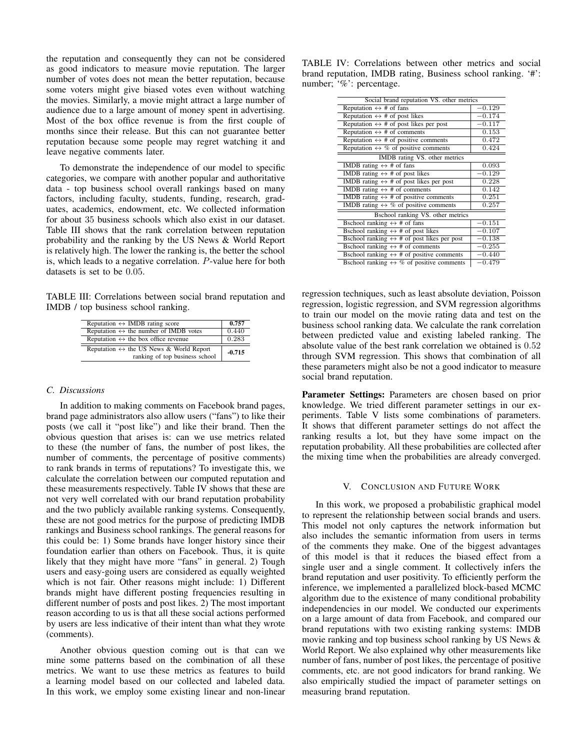the reputation and consequently they can not be considered as good indicators to measure movie reputation. The larger number of votes does not mean the better reputation, because some voters might give biased votes even without watching the movies. Similarly, a movie might attract a large number of audience due to a large amount of money spent in advertising. Most of the box office revenue is from the first couple of months since their release. But this can not guarantee better reputation because some people may regret watching it and leave negative comments later.

To demonstrate the independence of our model to specific categories, we compare with another popular and authoritative data - top business school overall rankings based on many factors, including faculty, students, funding, research, graduates, academics, endowment, etc. We collected information for about 35 business schools which also exist in our dataset. Table III shows that the rank correlation between reputation probability and the ranking by the US News & World Report is relatively high. The lower the ranking is, the better the school is, which leads to a negative correlation. $P$-value here for both datasets is set to be $0.05$.

TABLE III: Correlations between social brand reputation and IMDB / top business school ranking.

| | |
|---|---|
| Reputation $\leftrightarrow$ IMDB rating score | **0.757** |
| Reputation $\leftrightarrow$ the number of IMDB votes | 0.440 |
| Reputation $\leftrightarrow$ the box office revenue | 0.283 |
| Reputation $\leftrightarrow$ the US News & World Report ranking of top business school | **-0.715** |

### C. Discussions

In addition to making comments on Facebook brand pages, brand page administrators also allow users ("fans") to like their posts (we call it "post like") and like their brand. Then the obvious question that arises is: can we use metrics related to these (the number of fans, the number of post likes, the number of comments, the percentage of positive comments) to rank brands in terms of reputations? To investigate this, we calculate the correlation between our computed reputation and these measurements respectively. Table IV shows that these are not very well correlated with our brand reputation probability and the two publicly available ranking systems. Consequently, these are not good metrics for the purpose of predicting IMDB rankings and Business school rankings. The general reasons for this could be: 1) Some brands have longer history since their foundation earlier than others on Facebook. Thus, it is quite likely that they might have more "fans" in general. 2) Tough users and easy-going users are considered as equally weighted which is not fair. Other reasons might include: 1) Different brands might have different posting frequencies resulting in different number of posts and post likes. 2) The most important reason according to us is that all these social actions performed by users are less indicative of their intent than what they wrote (comments).

Another obvious question coming out is that can we mine some patterns based on the combination of all these metrics. We want to use these metrics as features to build a learning model based on our collected and labeled data. In this work, we employ some existing linear and non-linear regression techniques, such as least absolute deviation, Poisson regression, logistic regression, and SVM regression algorithms to train our model on the movie rating data and test on the business school ranking data. We calculate the rank correlation between predicted value and existing labeled ranking. The absolute value of the best rank correlation we obtained is $0.52$ through SVM regression. This shows that combination of all these parameters might also be not a good indicator to measure social brand reputation.

TABLE IV: Correlations between other metrics and social brand reputation, IMDB rating, Business school ranking. '#': number; '%': percentage.

| Social brand reputation VS. other metrics | |
|---|---|
| Reputation $\leftrightarrow$ # of fans | $-0.129$ |
| Reputation $\leftrightarrow$ # of post likes | $-0.174$ |
| Reputation $\leftrightarrow$ # of post likes per post | $-0.117$ |
| Reputation $\leftrightarrow$ # of comments | $0.153$ |
| Reputation $\leftrightarrow$ # of positive comments | $0.472$ |
| Reputation $\leftrightarrow$ % of positive comments | $0.424$ |
| **IMDB rating VS. other metrics** | |
| IMDB rating $\leftrightarrow$ # of fans | $0.093$ |
| IMDB rating $\leftrightarrow$ # of post likes | $-0.129$ |
| IMDB rating $\leftrightarrow$ # of post likes per post | $0.228$ |
| IMDB rating $\leftrightarrow$ # of comments | $0.142$ |
| IMDB rating $\leftrightarrow$ # of positive comments | $0.251$ |
| IMDB rating $\leftrightarrow$ % of positive comments | $0.257$ |
| **Bschool ranking VS. other metrics** | |
| Bschool ranking $\leftrightarrow$ # of fans | $-0.151$ |
| Bschool ranking $\leftrightarrow$ # of post likes | $-0.107$ |
| Bschool ranking $\leftrightarrow$ # of post likes per post | $-0.138$ |
| Bschool ranking $\leftrightarrow$ # of comments | $-0.255$ |
| Bschool ranking $\leftrightarrow$ # of positive comments | $-0.440$ |
| Bschool ranking $\leftrightarrow$ % of positive comments | $-0.479$ |

**Parameter Settings:** Parameters are chosen based on prior knowledge. We tried different parameter settings in our experiments. Table V lists some combinations of parameters. It shows that different parameter settings do not affect the ranking results a lot, but they have some impact on the reputation probability. All these probabilities are collected after the mixing time when the probabilities are already converged.

## V. Conclusion and Future Work

In this work, we proposed a probabilistic graphical model to represent the relationship between social brands and users. This model not only captures the network information but also includes the semantic information from users in terms of the comments they make. One of the biggest advantages of this model is that it reduces the biased effect from a single user and a single comment. It collectively infers the brand reputation and user positivity. To efficiently perform the inference, we implemented a parallelized block-based MCMC algorithm due to the existence of many conditional probability independencies in our model. We conducted our experiments on a large amount of data from Facebook, and compared our brand reputations with two existing ranking systems: IMDB movie ranking and top business school ranking by US News & World Report. We also explained why other measurements like number of fans, number of post likes, the percentage of positive comments, etc. are not good indicators for brand ranking. We also empirically studied the impact of parameter settings on measuring brand reputation.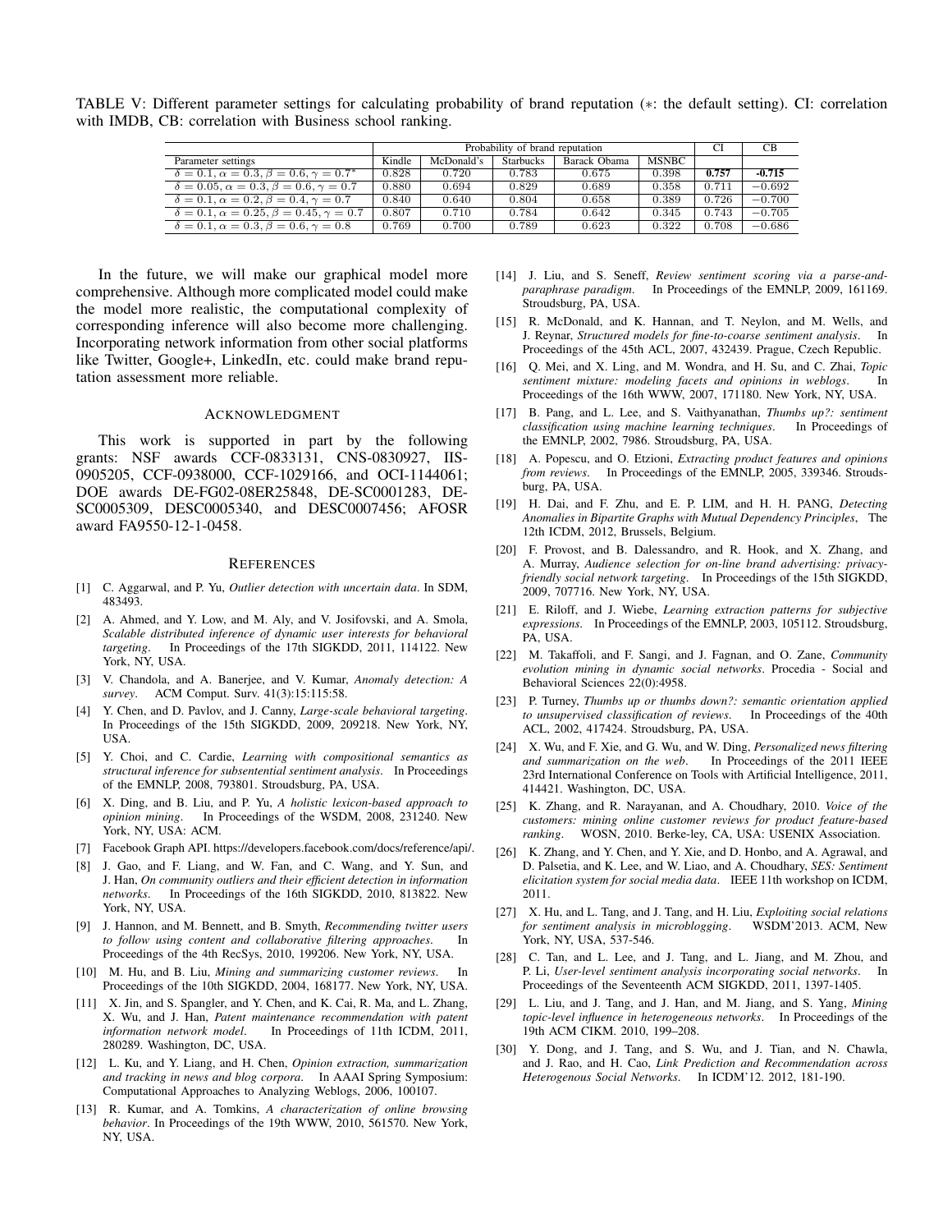TABLE V: Different parameter settings for calculating probability of brand reputation (∗: the default setting). CI: correlation with IMDB, CB: correlation with Business school ranking.

| | Probability of brand reputation | | | | | CI | CB |
|---|---|---|---|---|---|---|---|
| Parameter settings | Kindle | McDonald's | Starbucks | Barack Obama | MSNBC | | |
| $\delta = 0.1, \alpha = 0.3, \beta = 0.6, \gamma = 0.7^*$ | 0.828 | 0.720 | 0.783 | 0.675 | 0.398 | **0.757** | **-0.715** |
| $\delta = 0.05, \alpha = 0.3, \beta = 0.6, \gamma = 0.7$ | 0.880 | 0.694 | 0.829 | 0.689 | 0.358 | 0.711 | $-0.692$ |
| $\delta = 0.1, \alpha = 0.2, \beta = 0.4, \gamma = 0.7$ | 0.840 | 0.640 | 0.804 | 0.658 | 0.389 | 0.726 | $-0.700$ |
| $\delta = 0.1, \alpha = 0.25, \beta = 0.45, \gamma = 0.7$ | 0.807 | 0.710 | 0.784 | 0.642 | 0.345 | 0.743 | $-0.705$ |
| $\delta = 0.1, \alpha = 0.3, \beta = 0.6, \gamma = 0.8$ | 0.769 | 0.700 | 0.789 | 0.623 | 0.322 | 0.708 | $-0.686$ |

In the future, we will make our graphical model more comprehensive. Although more complicated model could make the model more realistic, the computational complexity of corresponding inference will also become more challenging. Incorporating network information from other social platforms like Twitter, Google+, LinkedIn, etc. could make brand reputation assessment more reliable.

## ACKNOWLEDGMENT

This work is supported in part by the following grants: NSF awards CCF-0833131, CNS-0830927, IIS-0905205, CCF-0938000, CCF-1029166, and OCI-1144061; DOE awards DE-FG02-08ER25848, DE-SC0001283, DE-SC0005309, DESC0005340, and DESC0007456; AFOSR award FA9550-12-1-0458.

## REFERENCES

[1] C. Aggarwal, and P. Yu, *Outlier detection with uncertain data*. In SDM, 483493.

[2] A. Ahmed, and Y. Low, and M. Aly, and V. Josifovski, and A. Smola, *Scalable distributed inference of dynamic user interests for behavioral targeting*. In Proceedings of the 17th SIGKDD, 2011, 114122. New York, NY, USA.

[3] V. Chandola, and A. Banerjee, and V. Kumar, *Anomaly detection: A survey*. ACM Comput. Surv. 41(3):15:115:58.

[4] Y. Chen, and D. Pavlov, and J. Canny, *Large-scale behavioral targeting*. In Proceedings of the 15th SIGKDD, 2009, 209218. New York, NY, USA.

[5] Y. Choi, and C. Cardie, *Learning with compositional semantics as structural inference for subsentential sentiment analysis*. In Proceedings of the EMNLP, 2008, 793801. Stroudsburg, PA, USA.

[6] X. Ding, and B. Liu, and P. Yu, *A holistic lexicon-based approach to opinion mining*. In Proceedings of the WSDM, 2008, 231240. New York, NY, USA: ACM.

[7] Facebook Graph API. https://developers.facebook.com/docs/reference/api/.

[8] J. Gao, and F. Liang, and W. Fan, and C. Wang, and Y. Sun, and J. Han, *On community outliers and their efficient detection in information networks*. In Proceedings of the 16th SIGKDD, 2010, 813822. New York, NY, USA.

[9] J. Hannon, and M. Bennett, and B. Smyth, *Recommending twitter users to follow using content and collaborative filtering approaches*. In Proceedings of the 4th RecSys, 2010, 199206. New York, NY, USA.

[10] M. Hu, and B. Liu, *Mining and summarizing customer reviews*. In Proceedings of the 10th SIGKDD, 2004, 168177. New York, NY, USA.

[11] X. Jin, and S. Spangler, and Y. Chen, and K. Cai, R. Ma, and L. Zhang, X. Wu, and J. Han, *Patent maintenance recommendation with patent information network model*. In Proceedings of 11th ICDM, 2011, 280289. Washington, DC, USA.

[12] L. Ku, and Y. Liang, and H. Chen, *Opinion extraction, summarization and tracking in news and blog corpora*. In AAAI Spring Symposium: Computational Approaches to Analyzing Weblogs, 2006, 100107.

[13] R. Kumar, and A. Tomkins, *A characterization of online browsing behavior*. In Proceedings of the 19th WWW, 2010, 561570. New York, NY, USA.

[14] J. Liu, and S. Seneff, *Review sentiment scoring via a parse-and-paraphrase paradigm*. In Proceedings of the EMNLP, 2009, 161169. Stroudsburg, PA, USA.

[15] R. McDonald, and K. Hannan, and T. Neylon, and M. Wells, and J. Reynar, *Structured models for fine-to-coarse sentiment analysis*. In Proceedings of the 45th ACL, 2007, 432439. Prague, Czech Republic.

[16] Q. Mei, and X. Ling, and M. Wondra, and H. Su, and C. Zhai, *Topic sentiment mixture: modeling facets and opinions in weblogs*. In Proceedings of the 16th WWW, 2007, 171180. New York, NY, USA.

[17] B. Pang, and L. Lee, and S. Vaithyanathan, *Thumbs up?: sentiment classification using machine learning techniques*. In Proceedings of the EMNLP, 2002, 7986. Stroudsburg, PA, USA.

[18] A. Popescu, and O. Etzioni, *Extracting product features and opinions from reviews*. In Proceedings of the EMNLP, 2005, 339346. Stroudsburg, PA, USA.

[19] H. Dai, and F. Zhu, and E. P. LIM, and H. H. PANG, *Detecting Anomalies in Bipartite Graphs with Mutual Dependency Principles*, The 12th ICDM, 2012, Brussels, Belgium.

[20] F. Provost, and B. Dalessandro, and R. Hook, and X. Zhang, and A. Murray, *Audience selection for on-line brand advertising: privacy-friendly social network targeting*. In Proceedings of the 15th SIGKDD, 2009, 707716. New York, NY, USA.

[21] E. Riloff, and J. Wiebe, *Learning extraction patterns for subjective expressions*. In Proceedings of the EMNLP, 2003, 105112. Stroudsburg, PA, USA.

[22] M. Takaffoli, and F. Sangi, and J. Fagnan, and O. Zane, *Community evolution mining in dynamic social networks*. Procedia - Social and Behavioral Sciences 22(0):4958.

[23] P. Turney, *Thumbs up or thumbs down?: semantic orientation applied to unsupervised classification of reviews*. In Proceedings of the 40th ACL, 2002, 417424. Stroudsburg, PA, USA.

[24] X. Wu, and F. Xie, and G. Wu, and W. Ding, *Personalized news filtering and summarization on the web*. In Proceedings of the 2011 IEEE 23rd International Conference on Tools with Artificial Intelligence, 2011, 414421. Washington, DC, USA.

[25] K. Zhang, and R. Narayanan, and A. Choudhary, 2010. *Voice of the customers: mining online customer reviews for product feature-based ranking*. WOSN, 2010. Berke-ley, CA, USA: USENIX Association.

[26] K. Zhang, and Y. Chen, and Y. Xie, and D. Honbo, and A. Agrawal, and D. Palsetia, and K. Lee, and W. Liao, and A. Choudhary, *SES: Sentiment elicitation system for social media data*. IEEE 11th workshop on ICDM, 2011.

[27] X. Hu, and L. Tang, and J. Tang, and H. Liu, *Exploiting social relations for sentiment analysis in microblogging*. WSDM'2013. ACM, New York, NY, USA, 537-546.

[28] C. Tan, and L. Lee, and J. Tang, and L. Jiang, and M. Zhou, and P. Li, *User-level sentiment analysis incorporating social networks*. In Proceedings of the Seventeenth ACM SIGKDD, 2011, 1397-1405.

[29] L. Liu, and J. Tang, and J. Han, and M. Jiang, and S. Yang, *Mining topic-level influence in heterogeneous networks*. In Proceedings of the 19th ACM CIKM. 2010, 199–208.

[30] Y. Dong, and J. Tang, and S. Wu, and J. Tian, and N. Chawla, and J. Rao, and H. Cao, *Link Prediction and Recommendation across Heterogenous Social Networks*. In ICDM'12. 2012, 181-190.